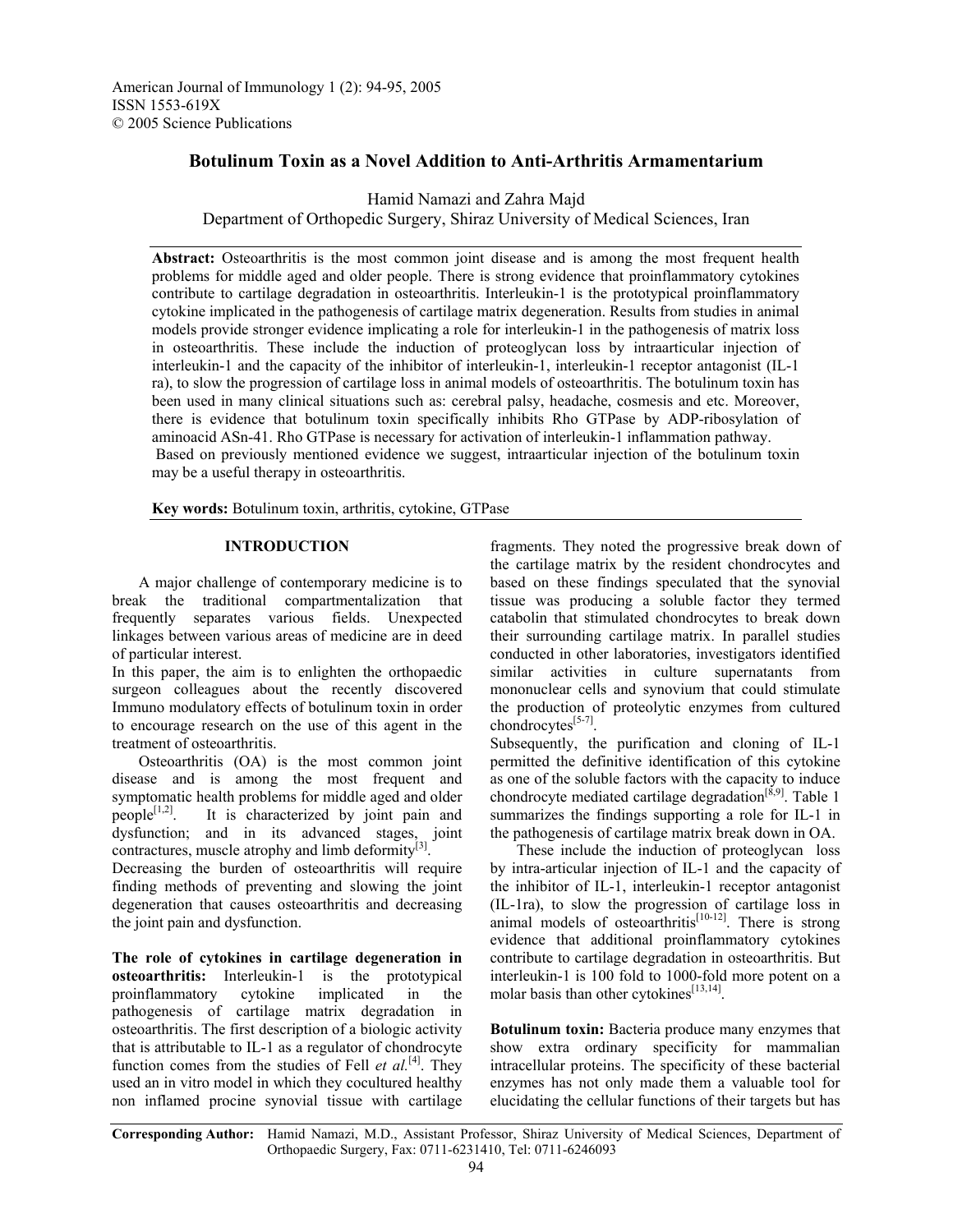American Journal of Immunology 1 (2): 94-95, 2005
ISSN 1553-619X
© 2005 Science Publications

# Botulinum Toxin as a Novel Addition to Anti-Arthritis Armamentarium

Hamid Namazi and Zahra Majd
Department of Orthopedic Surgery, Shiraz University of Medical Sciences, Iran

**Abstract:** Osteoarthritis is the most common joint disease and is among the most frequent health problems for middle aged and older people. There is strong evidence that proinflammatory cytokines contribute to cartilage degradation in osteoarthritis. Interleukin-1 is the prototypical proinflammatory cytokine implicated in the pathogenesis of cartilage matrix degeneration. Results from studies in animal models provide stronger evidence implicating a role for interleukin-1 in the pathogenesis of matrix loss in osteoarthritis. These include the induction of proteoglycan loss by intraarticular injection of interleukin-1 and the capacity of the inhibitor of interleukin-1, interleukin-1 receptor antagonist (IL-1 ra), to slow the progression of cartilage loss in animal models of osteoarthritis. The botulinum toxin has been used in many clinical situations such as: cerebral palsy, headache, cosmesis and etc. Moreover, there is evidence that botulinum toxin specifically inhibits Rho GTPase by ADP-ribosylation of aminoacid ASn-41. Rho GTPase is necessary for activation of interleukin-1 inflammation pathway.
Based on previously mentioned evidence we suggest, intraarticular injection of the botulinum toxin may be a useful therapy in osteoarthritis.

**Key words:** Botulinum toxin, arthritis, cytokine, GTPase

## INTRODUCTION

A major challenge of contemporary medicine is to break the traditional compartmentalization that frequently separates various fields. Unexpected linkages between various areas of medicine are in deed of particular interest.

In this paper, the aim is to enlighten the orthopaedic surgeon colleagues about the recently discovered Immuno modulatory effects of botulinum toxin in order to encourage research on the use of this agent in the treatment of osteoarthritis.

Osteoarthritis (OA) is the most common joint disease and is among the most frequent and symptomatic health problems for middle aged and older people[1,2]. It is characterized by joint pain and dysfunction; and in its advanced stages, joint contractures, muscle atrophy and limb deformity[3]. Decreasing the burden of osteoarthritis will require finding methods of preventing and slowing the joint degeneration that causes osteoarthritis and decreasing the joint pain and dysfunction.

**The role of cytokines in cartilage degeneration in osteoarthritis:** Interleukin-1 is the prototypical proinflammatory cytokine implicated in the pathogenesis of cartilage matrix degradation in osteoarthritis. The first description of a biologic activity that is attributable to IL-1 as a regulator of chondrocyte function comes from the studies of Fell *et al.*[4]. They used an in vitro model in which they cocultured healthy non inflamed procine synovial tissue with cartilage fragments. They noted the progressive break down of the cartilage matrix by the resident chondrocytes and based on these findings speculated that the synovial tissue was producing a soluble factor they termed catabolin that stimulated chondrocytes to break down their surrounding cartilage matrix. In parallel studies conducted in other laboratories, investigators identified similar activities in culture supernatants from mononuclear cells and synovium that could stimulate the production of proteolytic enzymes from cultured chondrocytes[5-7].

Subsequently, the purification and cloning of IL-1 permitted the definitive identification of this cytokine as one of the soluble factors with the capacity to induce chondrocyte mediated cartilage degradation[8,9]. Table 1 summarizes the findings supporting a role for IL-1 in the pathogenesis of cartilage matrix break down in OA.

These include the induction of proteoglycan loss by intra-articular injection of IL-1 and the capacity of the inhibitor of IL-1, interleukin-1 receptor antagonist (IL-1ra), to slow the progression of cartilage loss in animal models of osteoarthritis[10-12]. There is strong evidence that additional proinflammatory cytokines contribute to cartilage degradation in osteoarthritis. But interleukin-1 is 100 fold to 1000-fold more potent on a molar basis than other cytokines[13,14].

**Botulinum toxin:** Bacteria produce many enzymes that show extra ordinary specificity for mammalian intracellular proteins. The specificity of these bacterial enzymes has not only made them a valuable tool for elucidating the cellular functions of their targets but has

**Corresponding Author:** Hamid Namazi, M.D., Assistant Professor, Shiraz University of Medical Sciences, Department of Orthopaedic Surgery, Fax: 0711-6231410, Tel: 0711-6246093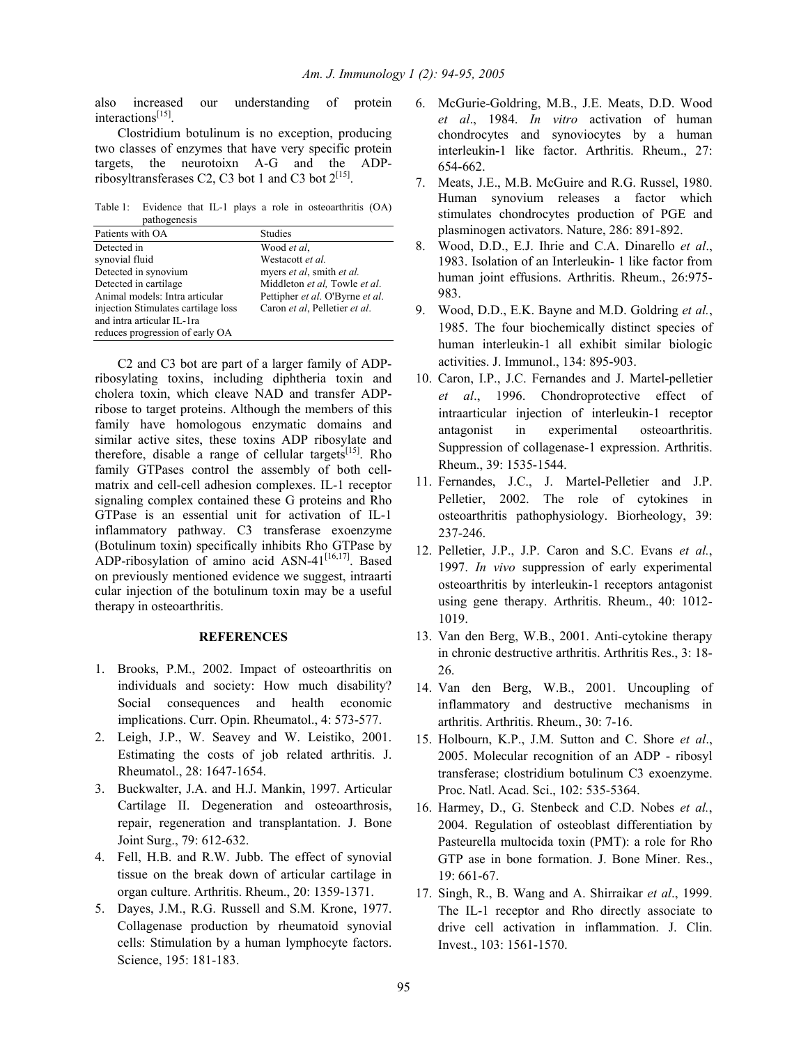also increased our understanding of protein interactions[15].

Clostridium botulinum is no exception, producing two classes of enzymes that have very specific protein targets, the neurotoixn A-G and the ADP-ribosyltransferases C2, C3 bot 1 and C3 bot 2[15].

Table 1: Evidence that IL-1 plays a role in osteoarthritis (OA) pathogenesis

| Patients with OA | Studies |
|---|---|
| Detected in synovial fluid | Wood *et al*, Westacott *et al.* |
| Detected in synovium | myers *et al*, smith *et al.* |
| Detected in cartilage | Middleton *et al,* Towle *et al*. |
| Animal models: Intra articular injection Stimulates cartilage loss and intra articular IL-1ra reduces progression of early OA | Pettipher *et al*. O'Byrne *et al*. Caron *et al*, Pelletier *et al*. |

C2 and C3 bot are part of a larger family of ADP-ribosylating toxins, including diphtheria toxin and cholera toxin, which cleave NAD and transfer ADP-ribose to target proteins. Although the members of this family have homologous enzymatic domains and similar active sites, these toxins ADP ribosylate and therefore, disable a range of cellular targets[15]. Rho family GTPases control the assembly of both cell-matrix and cell-cell adhesion complexes. IL-1 receptor signaling complex contained these G proteins and Rho GTPase is an essential unit for activation of IL-1 inflammatory pathway. C3 transferase exoenzyme (Botulinum toxin) specifically inhibits Rho GTPase by ADP-ribosylation of amino acid ASN-41[16,17]. Based on previously mentioned evidence we suggest, intraarti cular injection of the botulinum toxin may be a useful therapy in osteoarthritis.

## REFERENCES

1. Brooks, P.M., 2002. Impact of osteoarthritis on individuals and society: How much disability? Social consequences and health economic implications. Curr. Opin. Rheumatol., 4: 573-577.
2. Leigh, J.P., W. Seavey and W. Leistiko, 2001. Estimating the costs of job related arthritis. J. Rheumatol., 28: 1647-1654.
3. Buckwalter, J.A. and H.J. Mankin, 1997. Articular Cartilage II. Degeneration and osteoarthrosis, repair, regeneration and transplantation. J. Bone Joint Surg., 79: 612-632.
4. Fell, H.B. and R.W. Jubb. The effect of synovial tissue on the break down of articular cartilage in organ culture. Arthritis. Rheum., 20: 1359-1371.
5. Dayes, J.M., R.G. Russell and S.M. Krone, 1977. Collagenase production by rheumatoid synovial cells: Stimulation by a human lymphocyte factors. Science, 195: 181-183.
6. McGurie-Goldring, M.B., J.E. Meats, D.D. Wood *et al*., 1984. *In vitro* activation of human chondrocytes and synoviocytes by a human interleukin-1 like factor. Arthritis. Rheum., 27: 654-662.
7. Meats, J.E., M.B. McGuire and R.G. Russel, 1980. Human synovium releases a factor which stimulates chondrocytes production of PGE and plasminogen activators. Nature, 286: 891-892.
8. Wood, D.D., E.J. Ihrie and C.A. Dinarello *et al*., 1983. Isolation of an Interleukin- 1 like factor from human joint effusions. Arthritis. Rheum., 26:975-983.
9. Wood, D.D., E.K. Bayne and M.D. Goldring *et al.*, 1985. The four biochemically distinct species of human interleukin-1 all exhibit similar biologic activities. J. Immunol., 134: 895-903.
10. Caron, I.P., J.C. Fernandes and J. Martel-pelletier *et al*., 1996. Chondroprotective effect of intraarticular injection of interleukin-1 receptor antagonist in experimental osteoarthritis. Suppression of collagenase-1 expression. Arthritis. Rheum., 39: 1535-1544.
11. Fernandes, J.C., J. Martel-Pelletier and J.P. Pelletier, 2002. The role of cytokines in osteoarthritis pathophysiology. Biorheology, 39: 237-246.
12. Pelletier, J.P., J.P. Caron and S.C. Evans *et al.*, 1997. *In vivo* suppression of early experimental osteoarthritis by interleukin-1 receptors antagonist using gene therapy. Arthritis. Rheum., 40: 1012-1019.
13. Van den Berg, W.B., 2001. Anti-cytokine therapy in chronic destructive arthritis. Arthritis Res., 3: 18-26.
14. Van den Berg, W.B., 2001. Uncoupling of inflammatory and destructive mechanisms in arthritis. Arthritis. Rheum., 30: 7-16.
15. Holbourn, K.P., J.M. Sutton and C. Shore *et al*., 2005. Molecular recognition of an ADP - ribosyl transferase; clostridium botulinum C3 exoenzyme. Proc. Natl. Acad. Sci., 102: 535-5364.
16. Harmey, D., G. Stenbeck and C.D. Nobes *et al.*, 2004. Regulation of osteoblast differentiation by Pasteurella multocida toxin (PMT): a role for Rho GTP ase in bone formation. J. Bone Miner. Res., 19: 661-67.
17. Singh, R., B. Wang and A. Shirraikar *et al*., 1999. The IL-1 receptor and Rho directly associate to drive cell activation in inflammation. J. Clin. Invest., 103: 1561-1570.